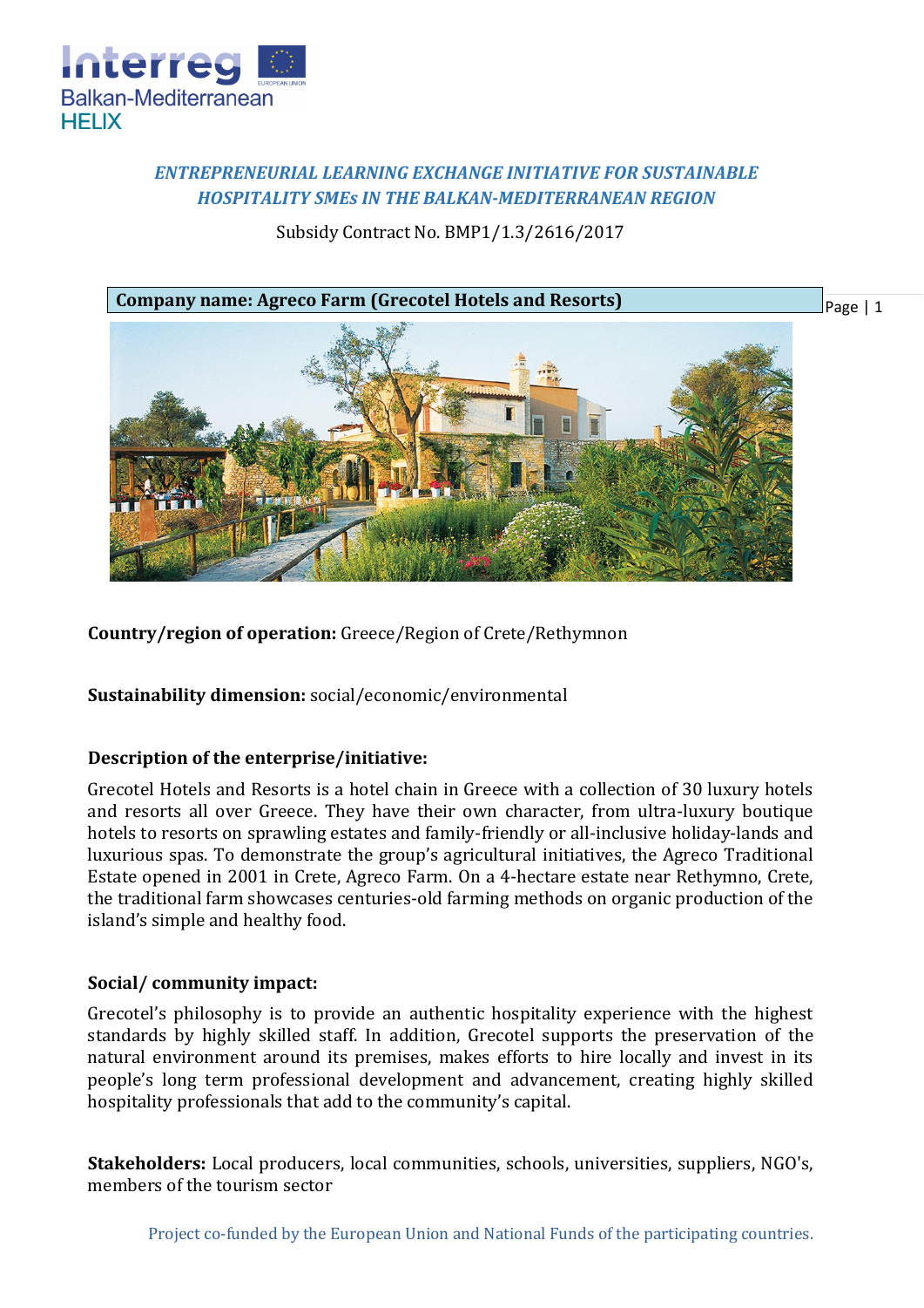*ENTREPRENEURIAL LEARNING EXCHANGE INITIATIVE FOR SUSTAINABLE HOSPITALITY SMEs IN THE BALKAN-MEDITERRANEAN REGION*

Subsidy Contract No. BMP1/1.3/2616/2017

**Company name: Agreco Farm (Grecotel Hotels and Resorts)**

**Country/region of operation:** Greece/Region of Crete/Rethymnon

**Sustainability dimension:** social/economic/environmental

**Description of the enterprise/initiative:**

Grecotel Hotels and Resorts is a hotel chain in Greece with a collection of 30 luxury hotels and resorts all over Greece. They have their own character, from ultra-luxury boutique hotels to resorts on sprawling estates and family-friendly or all-inclusive holiday-lands and luxurious spas. To demonstrate the group's agricultural initiatives, the Agreco Traditional Estate opened in 2001 in Crete, Agreco Farm. On a 4-hectare estate near Rethymno, Crete, the traditional farm showcases centuries-old farming methods on organic production of the island's simple and healthy food.

**Social/ community impact:**

Grecotel's philosophy is to provide an authentic hospitality experience with the highest standards by highly skilled staff. In addition, Grecotel supports the preservation of the natural environment around its premises, makes efforts to hire locally and invest in its people's long term professional development and advancement, creating highly skilled hospitality professionals that add to the community's capital.

**Stakeholders:** Local producers, local communities, schools, universities, suppliers, NGO's, members of the tourism sector

Project co-funded by the European Union and National Funds of the participating countries.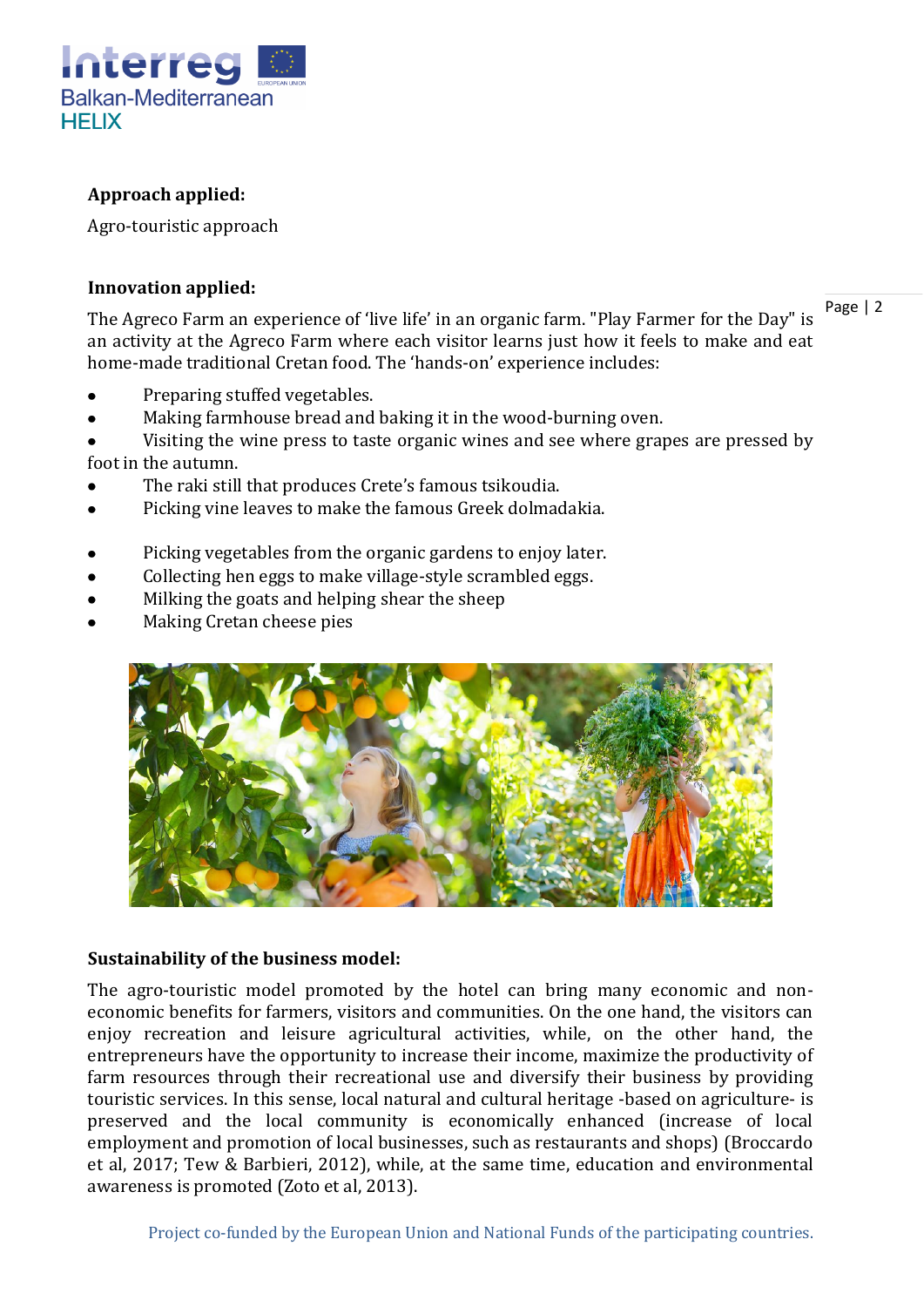**Approach applied:**

Agro-touristic approach

**Innovation applied:**

The Agreco Farm an experience of 'live life' in an organic farm. "Play Farmer for the Day" is an activity at the Agreco Farm where each visitor learns just how it feels to make and eat home-made traditional Cretan food. The 'hands-on' experience includes:

- Preparing stuffed vegetables.
- Making farmhouse bread and baking it in the wood-burning oven.
- Visiting the wine press to taste organic wines and see where grapes are pressed by foot in the autumn.
- The raki still that produces Crete's famous tsikoudia.
- Picking vine leaves to make the famous Greek dolmadakia.
- Picking vegetables from the organic gardens to enjoy later.
- Collecting hen eggs to make village-style scrambled eggs.
- Milking the goats and helping shear the sheep
- Making Cretan cheese pies

**Sustainability of the business model:**

The agro-touristic model promoted by the hotel can bring many economic and non-economic benefits for farmers, visitors and communities. On the one hand, the visitors can enjoy recreation and leisure agricultural activities, while, on the other hand, the entrepreneurs have the opportunity to increase their income, maximize the productivity of farm resources through their recreational use and diversify their business by providing touristic services. In this sense, local natural and cultural heritage -based on agriculture- is preserved and the local community is economically enhanced (increase of local employment and promotion of local businesses, such as restaurants and shops) (Broccardo et al, 2017; Tew & Barbieri, 2012), while, at the same time, education and environmental awareness is promoted (Zoto et al, 2013).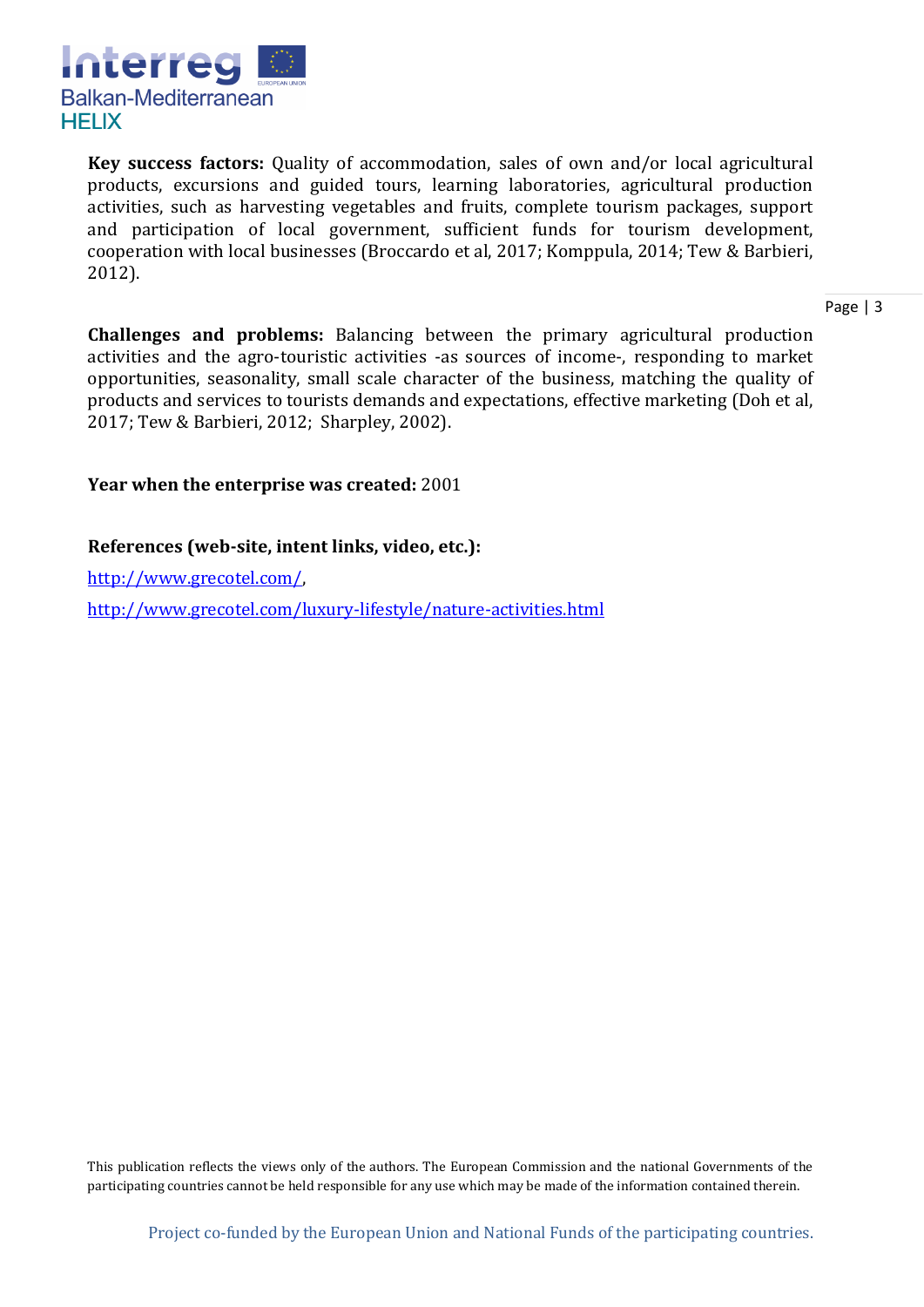**Key success factors:** Quality of accommodation, sales of own and/or local agricultural products, excursions and guided tours, learning laboratories, agricultural production activities, such as harvesting vegetables and fruits, complete tourism packages, support and participation of local government, sufficient funds for tourism development, cooperation with local businesses (Broccardo et al, 2017; Komppula, 2014; Tew & Barbieri, 2012).

**Challenges and problems:** Balancing between the primary agricultural production activities and the agro-touristic activities -as sources of income-, responding to market opportunities, seasonality, small scale character of the business, matching the quality of products and services to tourists demands and expectations, effective marketing (Doh et al, 2017; Tew & Barbieri, 2012; Sharpley, 2002).

**Year when the enterprise was created:** 2001

**References (web-site, intent links, video, etc.):**

http://www.grecotel.com/,

http://www.grecotel.com/luxury-lifestyle/nature-activities.html

This publication reflects the views only of the authors. The European Commission and the national Governments of the participating countries cannot be held responsible for any use which may be made of the information contained therein.

Project co-funded by the European Union and National Funds of the participating countries.